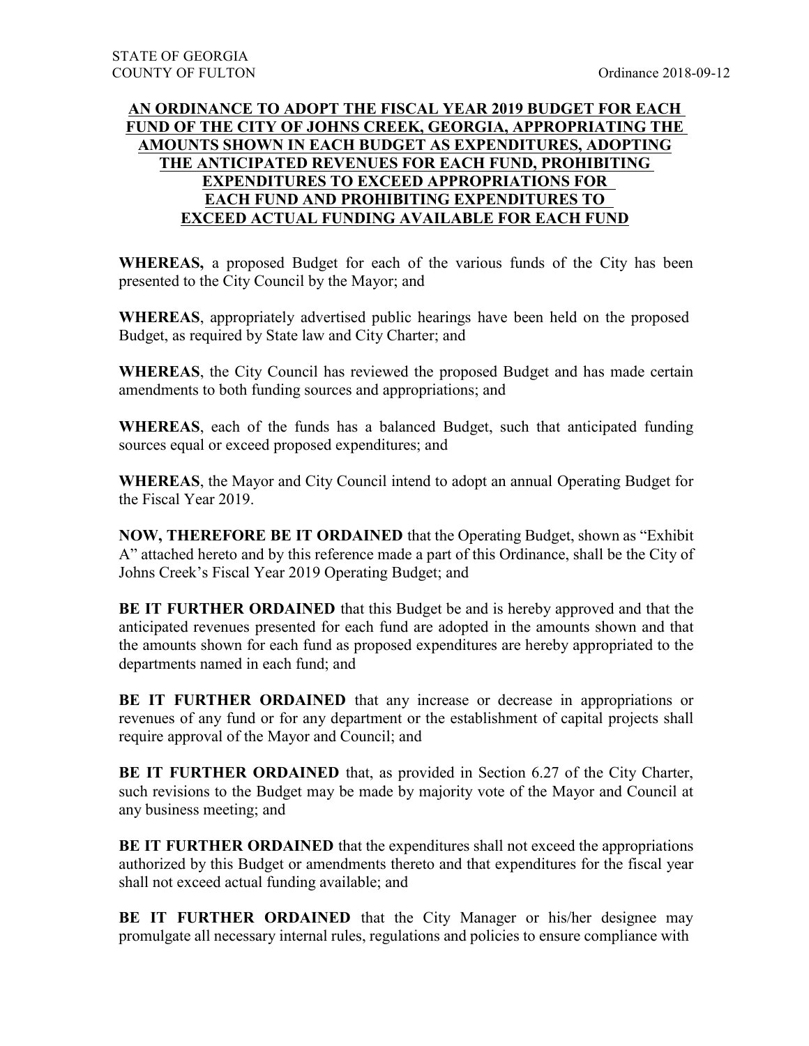STATE OF GEORGIA
COUNTY OF FULTON

Ordinance 2018-09-12

# AN ORDINANCE TO ADOPT THE FISCAL YEAR 2019 BUDGET FOR EACH FUND OF THE CITY OF JOHNS CREEK, GEORGIA, APPROPRIATING THE AMOUNTS SHOWN IN EACH BUDGET AS EXPENDITURES, ADOPTING THE ANTICIPATED REVENUES FOR EACH FUND, PROHIBITING EXPENDITURES TO EXCEED APPROPRIATIONS FOR EACH FUND AND PROHIBITING EXPENDITURES TO EXCEED ACTUAL FUNDING AVAILABLE FOR EACH FUND

**WHEREAS,** a proposed Budget for each of the various funds of the City has been presented to the City Council by the Mayor; and

**WHEREAS**, appropriately advertised public hearings have been held on the proposed Budget, as required by State law and City Charter; and

**WHEREAS**, the City Council has reviewed the proposed Budget and has made certain amendments to both funding sources and appropriations; and

**WHEREAS**, each of the funds has a balanced Budget, such that anticipated funding sources equal or exceed proposed expenditures; and

**WHEREAS**, the Mayor and City Council intend to adopt an annual Operating Budget for the Fiscal Year 2019.

**NOW, THEREFORE BE IT ORDAINED** that the Operating Budget, shown as "Exhibit A" attached hereto and by this reference made a part of this Ordinance, shall be the City of Johns Creek's Fiscal Year 2019 Operating Budget; and

**BE IT FURTHER ORDAINED** that this Budget be and is hereby approved and that the anticipated revenues presented for each fund are adopted in the amounts shown and that the amounts shown for each fund as proposed expenditures are hereby appropriated to the departments named in each fund; and

**BE IT FURTHER ORDAINED** that any increase or decrease in appropriations or revenues of any fund or for any department or the establishment of capital projects shall require approval of the Mayor and Council; and

**BE IT FURTHER ORDAINED** that, as provided in Section 6.27 of the City Charter, such revisions to the Budget may be made by majority vote of the Mayor and Council at any business meeting; and

**BE IT FURTHER ORDAINED** that the expenditures shall not exceed the appropriations authorized by this Budget or amendments thereto and that expenditures for the fiscal year shall not exceed actual funding available; and

**BE IT FURTHER ORDAINED** that the City Manager or his/her designee may promulgate all necessary internal rules, regulations and policies to ensure compliance with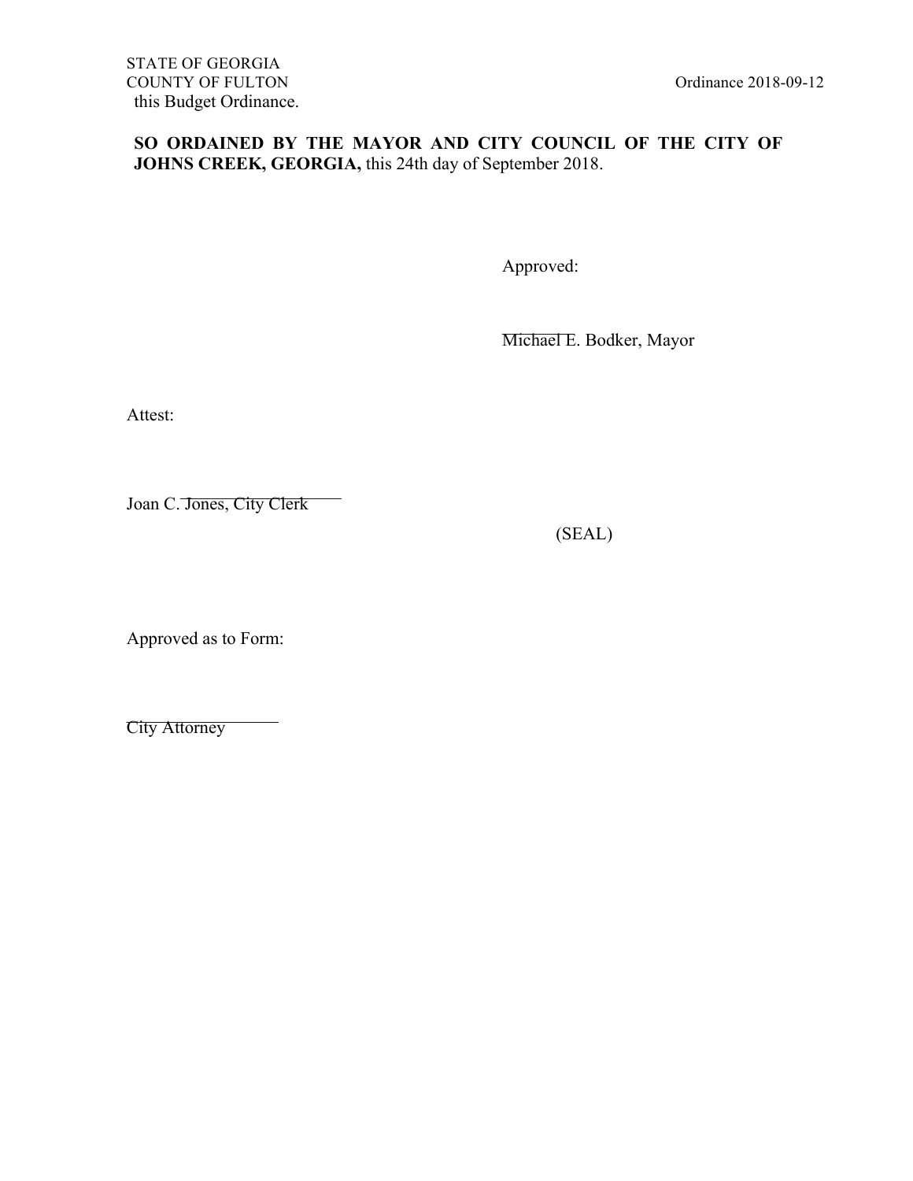this Budget Ordinance.

**SO ORDAINED BY THE MAYOR AND CITY COUNCIL OF THE CITY OF JOHNS CREEK, GEORGIA,** this 24th day of September 2018.

Approved:

Michael E. Bodker, Mayor

Attest:

Joan C. Jones, City Clerk

(SEAL)

Approved as to Form:

City Attorney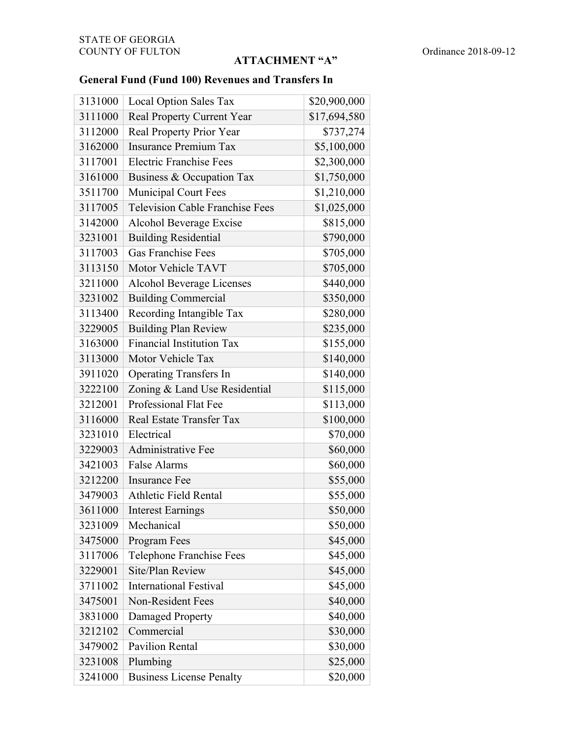STATE OF GEORGIA
COUNTY OF FULTON

Ordinance 2018-09-12

## ATTACHMENT "A"

### General Fund (Fund 100) Revenues and Transfers In

| | | |
|---|---|---:|
| 3131000 | Local Option Sales Tax | $20,900,000 |
| 3111000 | Real Property Current Year | $17,694,580 |
| 3112000 | Real Property Prior Year | $737,274 |
| 3162000 | Insurance Premium Tax | $5,100,000 |
| 3117001 | Electric Franchise Fees | $2,300,000 |
| 3161000 | Business & Occupation Tax | $1,750,000 |
| 3511700 | Municipal Court Fees | $1,210,000 |
| 3117005 | Television Cable Franchise Fees | $1,025,000 |
| 3142000 | Alcohol Beverage Excise | $815,000 |
| 3231001 | Building Residential | $790,000 |
| 3117003 | Gas Franchise Fees | $705,000 |
| 3113150 | Motor Vehicle TAVT | $705,000 |
| 3211000 | Alcohol Beverage Licenses | $440,000 |
| 3231002 | Building Commercial | $350,000 |
| 3113400 | Recording Intangible Tax | $280,000 |
| 3229005 | Building Plan Review | $235,000 |
| 3163000 | Financial Institution Tax | $155,000 |
| 3113000 | Motor Vehicle Tax | $140,000 |
| 3911020 | Operating Transfers In | $140,000 |
| 3222100 | Zoning & Land Use Residential | $115,000 |
| 3212001 | Professional Flat Fee | $113,000 |
| 3116000 | Real Estate Transfer Tax | $100,000 |
| 3231010 | Electrical | $70,000 |
| 3229003 | Administrative Fee | $60,000 |
| 3421003 | False Alarms | $60,000 |
| 3212200 | Insurance Fee | $55,000 |
| 3479003 | Athletic Field Rental | $55,000 |
| 3611000 | Interest Earnings | $50,000 |
| 3231009 | Mechanical | $50,000 |
| 3475000 | Program Fees | $45,000 |
| 3117006 | Telephone Franchise Fees | $45,000 |
| 3229001 | Site/Plan Review | $45,000 |
| 3711002 | International Festival | $45,000 |
| 3475001 | Non-Resident Fees | $40,000 |
| 3831000 | Damaged Property | $40,000 |
| 3212102 | Commercial | $30,000 |
| 3479002 | Pavilion Rental | $30,000 |
| 3231008 | Plumbing | $25,000 |
| 3241000 | Business License Penalty | $20,000 |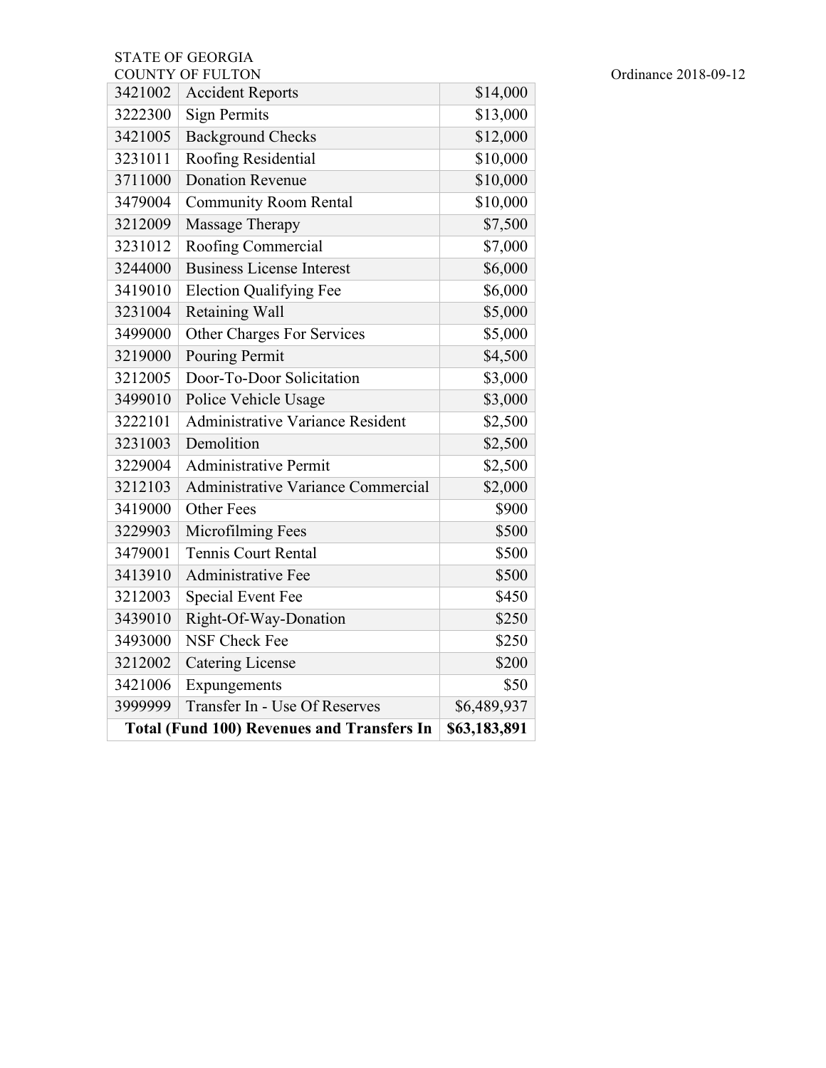STATE OF GEORGIA
COUNTY OF FULTON

Ordinance 2018-09-12

| | | |
|---|---|---|
| 3421002 | Accident Reports | $14,000 |
| 3222300 | Sign Permits | $13,000 |
| 3421005 | Background Checks | $12,000 |
| 3231011 | Roofing Residential | $10,000 |
| 3711000 | Donation Revenue | $10,000 |
| 3479004 | Community Room Rental | $10,000 |
| 3212009 | Massage Therapy | $7,500 |
| 3231012 | Roofing Commercial | $7,000 |
| 3244000 | Business License Interest | $6,000 |
| 3419010 | Election Qualifying Fee | $6,000 |
| 3231004 | Retaining Wall | $5,000 |
| 3499000 | Other Charges For Services | $5,000 |
| 3219000 | Pouring Permit | $4,500 |
| 3212005 | Door-To-Door Solicitation | $3,000 |
| 3499010 | Police Vehicle Usage | $3,000 |
| 3222101 | Administrative Variance Resident | $2,500 |
| 3231003 | Demolition | $2,500 |
| 3229004 | Administrative Permit | $2,500 |
| 3212103 | Administrative Variance Commercial | $2,000 |
| 3419000 | Other Fees | $900 |
| 3229903 | Microfilming Fees | $500 |
| 3479001 | Tennis Court Rental | $500 |
| 3413910 | Administrative Fee | $500 |
| 3212003 | Special Event Fee | $450 |
| 3439010 | Right-Of-Way-Donation | $250 |
| 3493000 | NSF Check Fee | $250 |
| 3212002 | Catering License | $200 |
| 3421006 | Expungements | $50 |
| 3999999 | Transfer In - Use Of Reserves | $6,489,937 |
| **Total (Fund 100) Revenues and Transfers In** | | **$63,183,891** |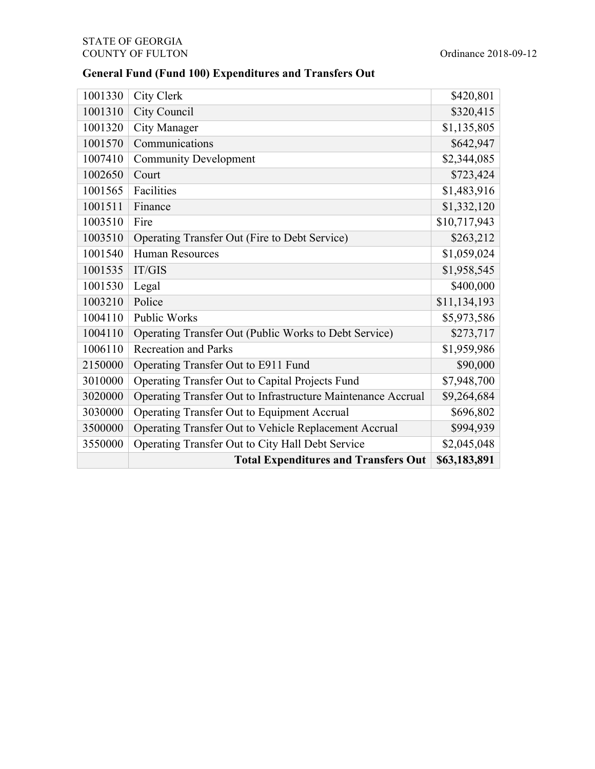STATE OF GEORGIA
COUNTY OF FULTON

Ordinance 2018-09-12

**General Fund (Fund 100) Expenditures and Transfers Out**

| | | |
|---|---|---|
| 1001330 | City Clerk | $420,801 |
| 1001310 | City Council | $320,415 |
| 1001320 | City Manager | $1,135,805 |
| 1001570 | Communications | $642,947 |
| 1007410 | Community Development | $2,344,085 |
| 1002650 | Court | $723,424 |
| 1001565 | Facilities | $1,483,916 |
| 1001511 | Finance | $1,332,120 |
| 1003510 | Fire | $10,717,943 |
| 1003510 | Operating Transfer Out (Fire to Debt Service) | $263,212 |
| 1001540 | Human Resources | $1,059,024 |
| 1001535 | IT/GIS | $1,958,545 |
| 1001530 | Legal | $400,000 |
| 1003210 | Police | $11,134,193 |
| 1004110 | Public Works | $5,973,586 |
| 1004110 | Operating Transfer Out (Public Works to Debt Service) | $273,717 |
| 1006110 | Recreation and Parks | $1,959,986 |
| 2150000 | Operating Transfer Out to E911 Fund | $90,000 |
| 3010000 | Operating Transfer Out to Capital Projects Fund | $7,948,700 |
| 3020000 | Operating Transfer Out to Infrastructure Maintenance Accrual | $9,264,684 |
| 3030000 | Operating Transfer Out to Equipment Accrual | $696,802 |
| 3500000 | Operating Transfer Out to Vehicle Replacement Accrual | $994,939 |
| 3550000 | Operating Transfer Out to City Hall Debt Service | $2,045,048 |
| | **Total Expenditures and Transfers Out** | **$63,183,891** |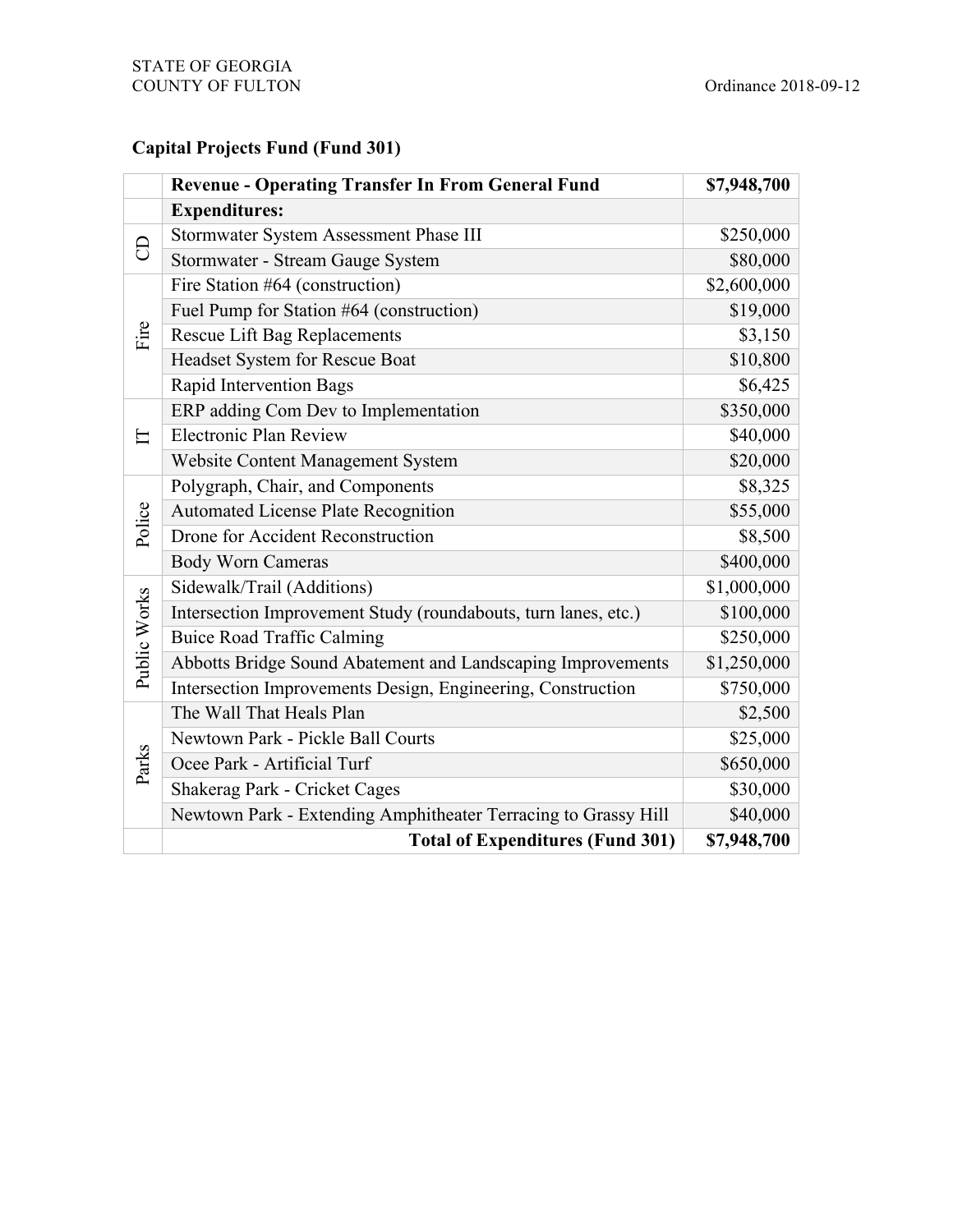STATE OF GEORGIA
COUNTY OF FULTON

Ordinance 2018-09-12

### Capital Projects Fund (Fund 301)

| | Revenue - Operating Transfer In From General Fund | $7,948,700 |
|---|---|---|
| | **Expenditures:** | |
| CD | Stormwater System Assessment Phase III | $250,000 |
| CD | Stormwater - Stream Gauge System | $80,000 |
| Fire | Fire Station #64 (construction) | $2,600,000 |
| Fire | Fuel Pump for Station #64 (construction) | $19,000 |
| Fire | Rescue Lift Bag Replacements | $3,150 |
| Fire | Headset System for Rescue Boat | $10,800 |
| Fire | Rapid Intervention Bags | $6,425 |
| IT | ERP adding Com Dev to Implementation | $350,000 |
| IT | Electronic Plan Review | $40,000 |
| IT | Website Content Management System | $20,000 |
| Police | Polygraph, Chair, and Components | $8,325 |
| Police | Automated License Plate Recognition | $55,000 |
| Police | Drone for Accident Reconstruction | $8,500 |
| Police | Body Worn Cameras | $400,000 |
| Public Works | Sidewalk/Trail (Additions) | $1,000,000 |
| Public Works | Intersection Improvement Study (roundabouts, turn lanes, etc.) | $100,000 |
| Public Works | Buice Road Traffic Calming | $250,000 |
| Public Works | Abbotts Bridge Sound Abatement and Landscaping Improvements | $1,250,000 |
| Public Works | Intersection Improvements Design, Engineering, Construction | $750,000 |
| Parks | The Wall That Heals Plan | $2,500 |
| Parks | Newtown Park - Pickle Ball Courts | $25,000 |
| Parks | Ocee Park - Artificial Turf | $650,000 |
| Parks | Shakerag Park - Cricket Cages | $30,000 |
| Parks | Newtown Park - Extending Amphitheater Terracing to Grassy Hill | $40,000 |
| | **Total of Expenditures (Fund 301)** | **$7,948,700** |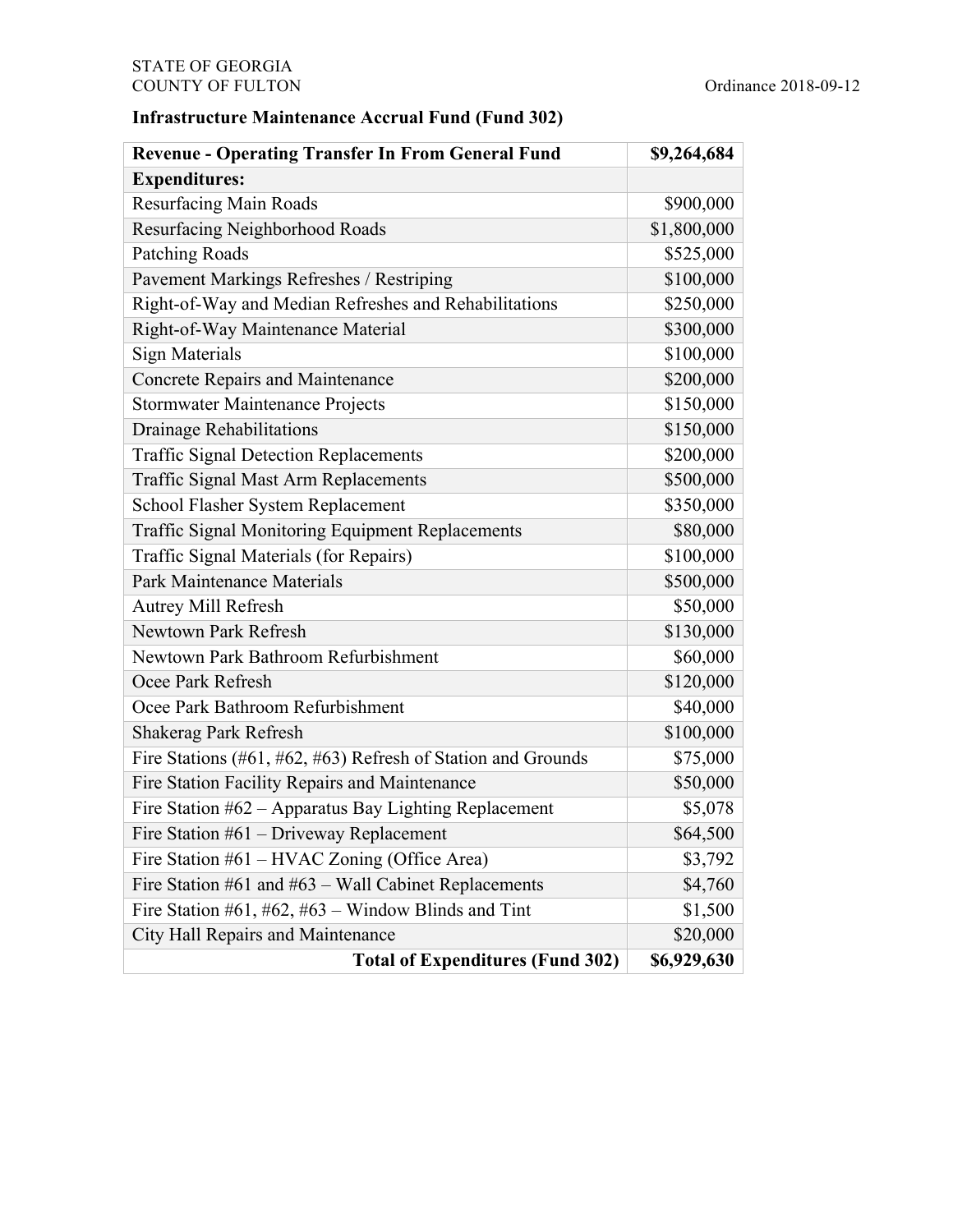STATE OF GEORGIA
COUNTY OF FULTON

Ordinance 2018-09-12

**Infrastructure Maintenance Accrual Fund (Fund 302)**

| **Revenue - Operating Transfer In From General Fund** | **$9,264,684** |
|---|---|
| **Expenditures:** | |
| Resurfacing Main Roads | $900,000 |
| Resurfacing Neighborhood Roads | $1,800,000 |
| Patching Roads | $525,000 |
| Pavement Markings Refreshes / Restriping | $100,000 |
| Right-of-Way and Median Refreshes and Rehabilitations | $250,000 |
| Right-of-Way Maintenance Material | $300,000 |
| Sign Materials | $100,000 |
| Concrete Repairs and Maintenance | $200,000 |
| Stormwater Maintenance Projects | $150,000 |
| Drainage Rehabilitations | $150,000 |
| Traffic Signal Detection Replacements | $200,000 |
| Traffic Signal Mast Arm Replacements | $500,000 |
| School Flasher System Replacement | $350,000 |
| Traffic Signal Monitoring Equipment Replacements | $80,000 |
| Traffic Signal Materials (for Repairs) | $100,000 |
| Park Maintenance Materials | $500,000 |
| Autrey Mill Refresh | $50,000 |
| Newtown Park Refresh | $130,000 |
| Newtown Park Bathroom Refurbishment | $60,000 |
| Ocee Park Refresh | $120,000 |
| Ocee Park Bathroom Refurbishment | $40,000 |
| Shakerag Park Refresh | $100,000 |
| Fire Stations (#61, #62, #63) Refresh of Station and Grounds | $75,000 |
| Fire Station Facility Repairs and Maintenance | $50,000 |
| Fire Station #62 – Apparatus Bay Lighting Replacement | $5,078 |
| Fire Station #61 – Driveway Replacement | $64,500 |
| Fire Station #61 – HVAC Zoning (Office Area) | $3,792 |
| Fire Station #61 and #63 – Wall Cabinet Replacements | $4,760 |
| Fire Station #61, #62, #63 – Window Blinds and Tint | $1,500 |
| City Hall Repairs and Maintenance | $20,000 |
| **Total of Expenditures (Fund 302)** | **$6,929,630** |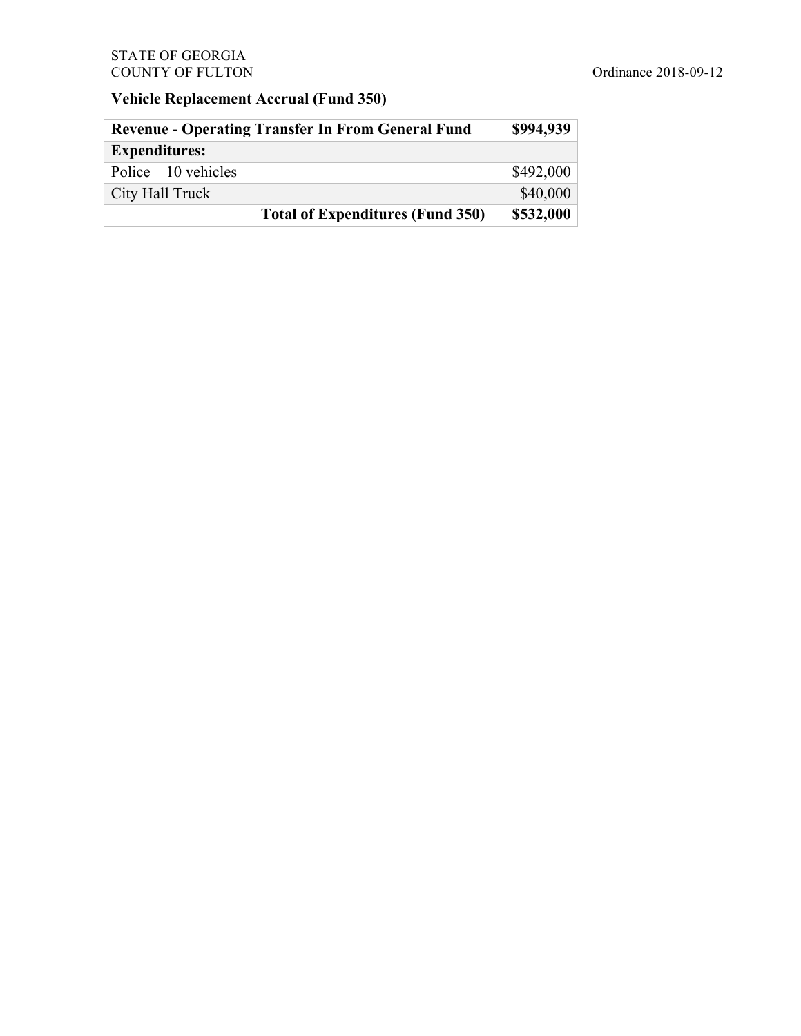STATE OF GEORGIA
COUNTY OF FULTON

Ordinance 2018-09-12

**Vehicle Replacement Accrual (Fund 350)**

| | |
|---|---|
| **Revenue - Operating Transfer In From General Fund** | **$994,939** |
| **Expenditures:** | |
| Police – 10 vehicles | $492,000 |
| City Hall Truck | $40,000 |
| **Total of Expenditures (Fund 350)** | **$532,000** |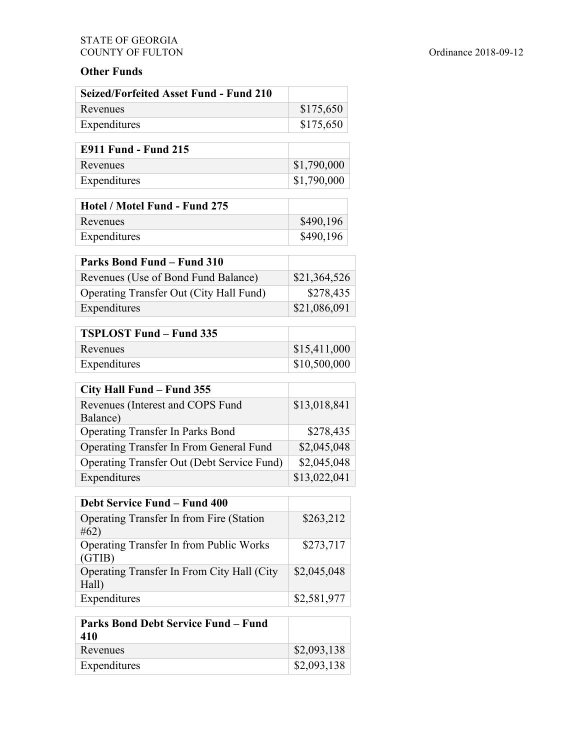STATE OF GEORGIA
COUNTY OF FULTON

Ordinance 2018-09-12

**Other Funds**

| **Seized/Forfeited Asset Fund - Fund 210** | |
|---|---|
| Revenues | $175,650 |
| Expenditures | $175,650 |

| **E911 Fund - Fund 215** | |
|---|---|
| Revenues | $1,790,000 |
| Expenditures | $1,790,000 |

| **Hotel / Motel Fund - Fund 275** | |
|---|---|
| Revenues | $490,196 |
| Expenditures | $490,196 |

| **Parks Bond Fund – Fund 310** | |
|---|---|
| Revenues (Use of Bond Fund Balance) | $21,364,526 |
| Operating Transfer Out (City Hall Fund) | $278,435 |
| Expenditures | $21,086,091 |

| **TSPLOST Fund – Fund 335** | |
|---|---|
| Revenues | $15,411,000 |
| Expenditures | $10,500,000 |

| **City Hall Fund – Fund 355** | |
|---|---|
| Revenues (Interest and COPS Fund Balance) | $13,018,841 |
| Operating Transfer In Parks Bond | $278,435 |
| Operating Transfer In From General Fund | $2,045,048 |
| Operating Transfer Out (Debt Service Fund) | $2,045,048 |
| Expenditures | $13,022,041 |

| **Debt Service Fund – Fund 400** | |
|---|---|
| Operating Transfer In from Fire (Station #62) | $263,212 |
| Operating Transfer In from Public Works (GTIB) | $273,717 |
| Operating Transfer In From City Hall (City Hall) | $2,045,048 |
| Expenditures | $2,581,977 |

| **Parks Bond Debt Service Fund – Fund 410** | |
|---|---|
| Revenues | $2,093,138 |
| Expenditures | $2,093,138 |